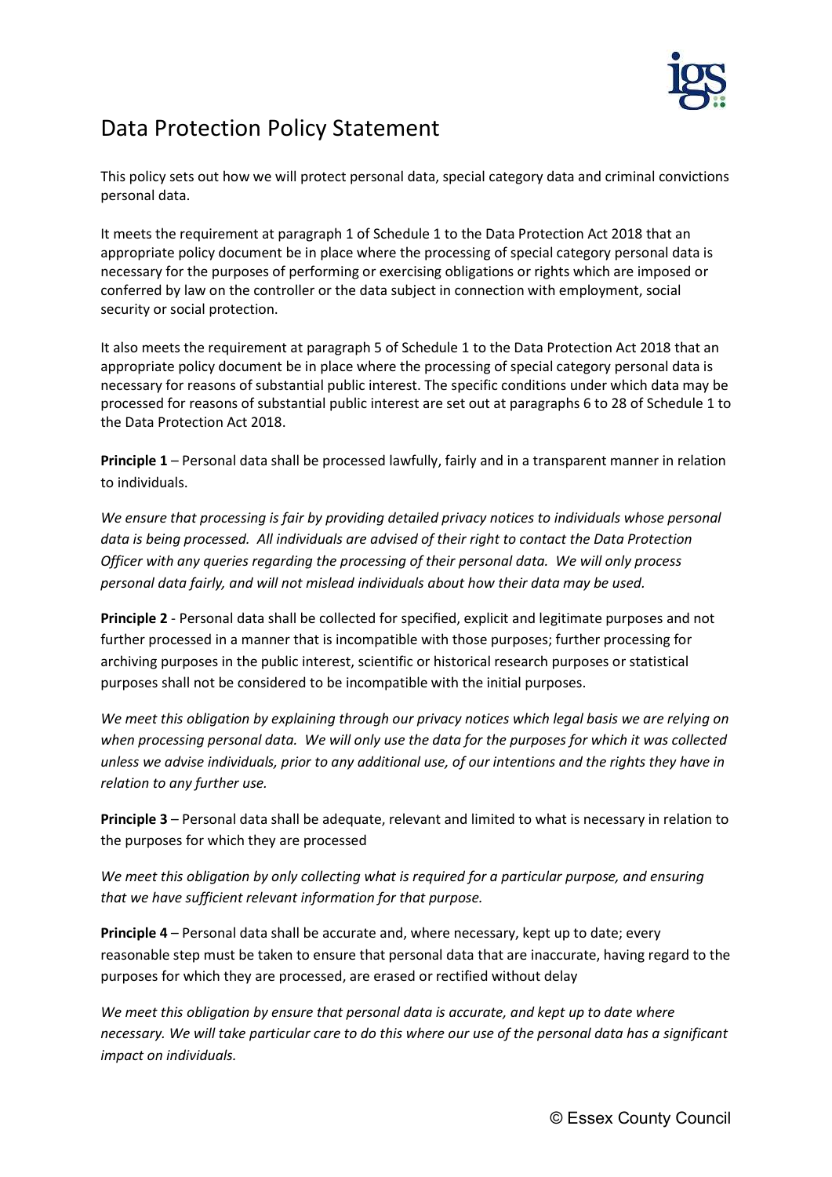# Data Protection Policy Statement

This policy sets out how we will protect personal data, special category data and criminal convictions personal data.

It meets the requirement at paragraph 1 of Schedule 1 to the Data Protection Act 2018 that an appropriate policy document be in place where the processing of special category personal data is necessary for the purposes of performing or exercising obligations or rights which are imposed or conferred by law on the controller or the data subject in connection with employment, social security or social protection.

It also meets the requirement at paragraph 5 of Schedule 1 to the Data Protection Act 2018 that an appropriate policy document be in place where the processing of special category personal data is necessary for reasons of substantial public interest. The specific conditions under which data may be processed for reasons of substantial public interest are set out at paragraphs 6 to 28 of Schedule 1 to the Data Protection Act 2018.

**Principle 1** – Personal data shall be processed lawfully, fairly and in a transparent manner in relation to individuals.

*We ensure that processing is fair by providing detailed privacy notices to individuals whose personal data is being processed. All individuals are advised of their right to contact the Data Protection Officer with any queries regarding the processing of their personal data. We will only process personal data fairly, and will not mislead individuals about how their data may be used.*

**Principle 2** - Personal data shall be collected for specified, explicit and legitimate purposes and not further processed in a manner that is incompatible with those purposes; further processing for archiving purposes in the public interest, scientific or historical research purposes or statistical purposes shall not be considered to be incompatible with the initial purposes.

*We meet this obligation by explaining through our privacy notices which legal basis we are relying on when processing personal data. We will only use the data for the purposes for which it was collected unless we advise individuals, prior to any additional use, of our intentions and the rights they have in relation to any further use.*

**Principle 3** – Personal data shall be adequate, relevant and limited to what is necessary in relation to the purposes for which they are processed

*We meet this obligation by only collecting what is required for a particular purpose, and ensuring that we have sufficient relevant information for that purpose.*

**Principle 4** – Personal data shall be accurate and, where necessary, kept up to date; every reasonable step must be taken to ensure that personal data that are inaccurate, having regard to the purposes for which they are processed, are erased or rectified without delay

*We meet this obligation by ensure that personal data is accurate, and kept up to date where necessary. We will take particular care to do this where our use of the personal data has a significant impact on individuals.*

© Essex County Council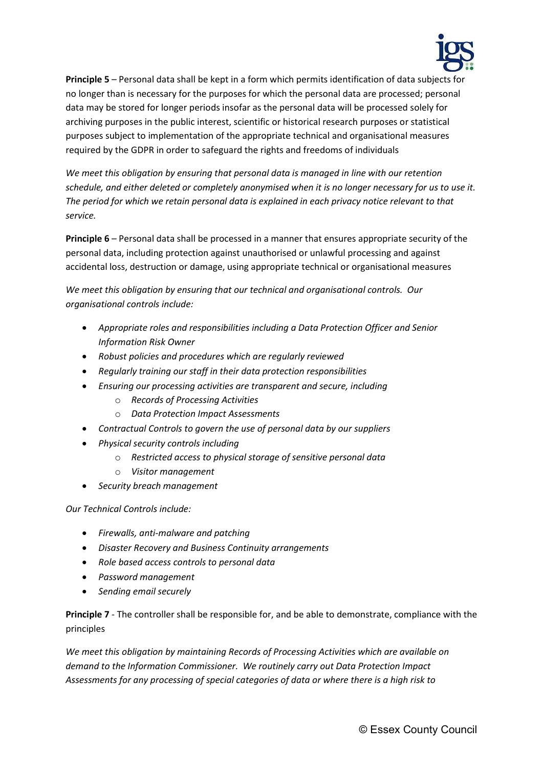**Principle 5** – Personal data shall be kept in a form which permits identification of data subjects for no longer than is necessary for the purposes for which the personal data are processed; personal data may be stored for longer periods insofar as the personal data will be processed solely for archiving purposes in the public interest, scientific or historical research purposes or statistical purposes subject to implementation of the appropriate technical and organisational measures required by the GDPR in order to safeguard the rights and freedoms of individuals

*We meet this obligation by ensuring that personal data is managed in line with our retention schedule, and either deleted or completely anonymised when it is no longer necessary for us to use it. The period for which we retain personal data is explained in each privacy notice relevant to that service.*

**Principle 6** – Personal data shall be processed in a manner that ensures appropriate security of the personal data, including protection against unauthorised or unlawful processing and against accidental loss, destruction or damage, using appropriate technical or organisational measures

*We meet this obligation by ensuring that our technical and organisational controls. Our organisational controls include:*

- *Appropriate roles and responsibilities including a Data Protection Officer and Senior Information Risk Owner*
- *Robust policies and procedures which are regularly reviewed*
- *Regularly training our staff in their data protection responsibilities*
- *Ensuring our processing activities are transparent and secure, including*
  - *Records of Processing Activities*
  - *Data Protection Impact Assessments*
- *Contractual Controls to govern the use of personal data by our suppliers*
- *Physical security controls including*
  - *Restricted access to physical storage of sensitive personal data*
  - *Visitor management*
- *Security breach management*

*Our Technical Controls include:*

- *Firewalls, anti-malware and patching*
- *Disaster Recovery and Business Continuity arrangements*
- *Role based access controls to personal data*
- *Password management*
- *Sending email securely*

**Principle 7** - The controller shall be responsible for, and be able to demonstrate, compliance with the principles

*We meet this obligation by maintaining Records of Processing Activities which are available on demand to the Information Commissioner. We routinely carry out Data Protection Impact Assessments for any processing of special categories of data or where there is a high risk to*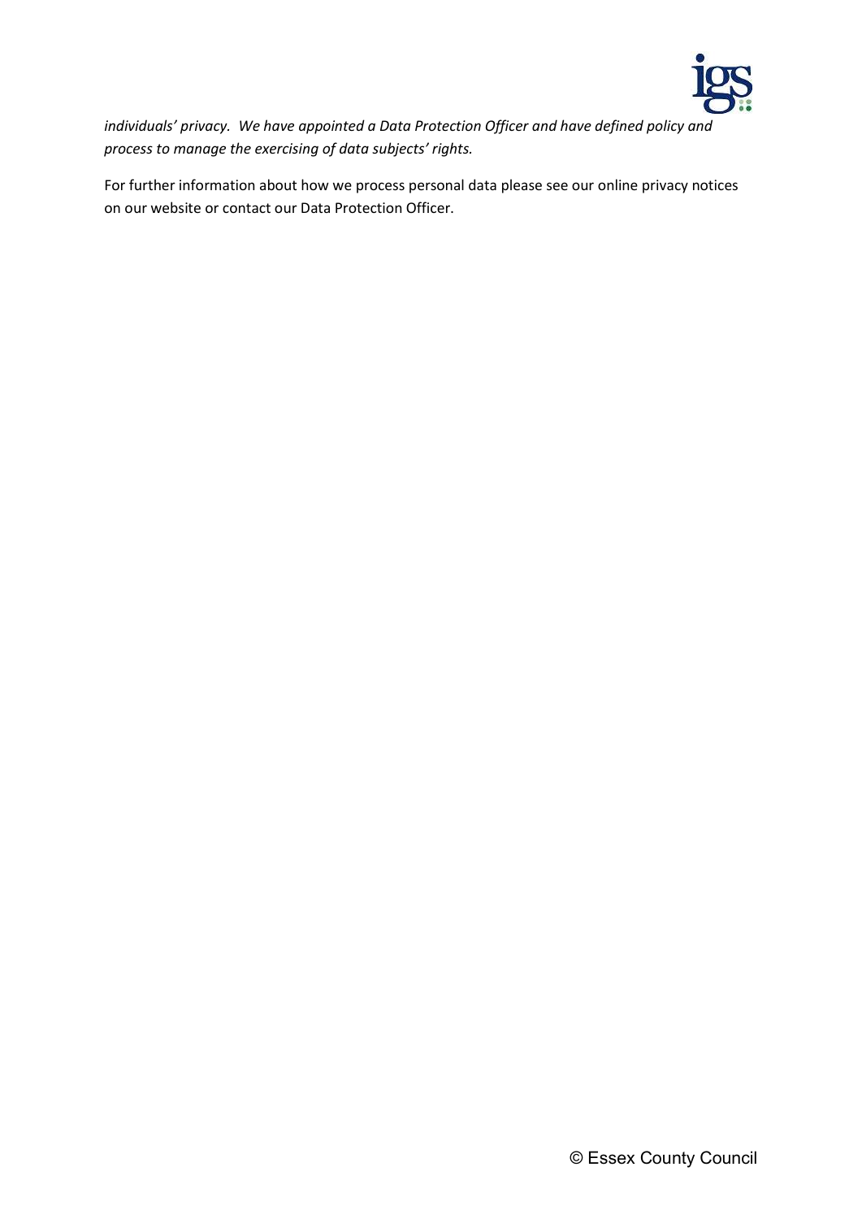*individuals' privacy. We have appointed a Data Protection Officer and have defined policy and process to manage the exercising of data subjects' rights.*

For further information about how we process personal data please see our online privacy notices on our website or contact our Data Protection Officer.